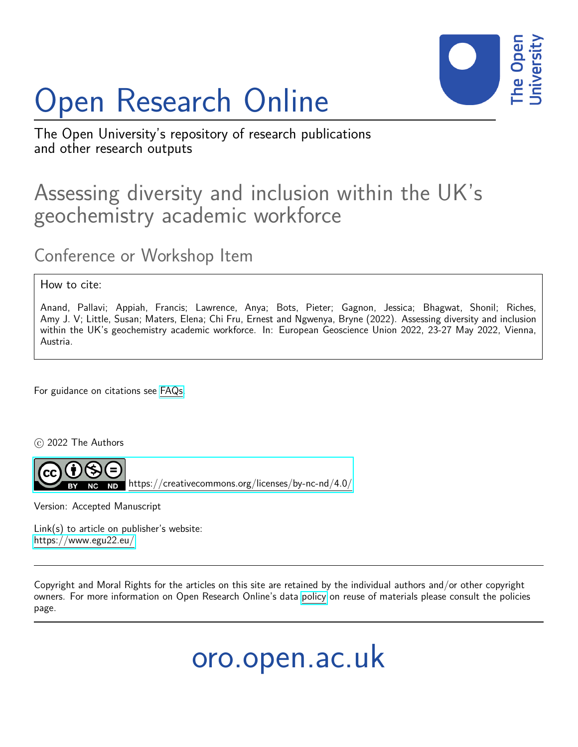# Open Research Online

The Open University's repository of research publications and other research outputs

## Assessing diversity and inclusion within the UK's geochemistry academic workforce

### Conference or Workshop Item

How to cite:

Anand, Pallavi; Appiah, Francis; Lawrence, Anya; Bots, Pieter; Gagnon, Jessica; Bhagwat, Shonil; Riches, Amy J. V; Little, Susan; Maters, Elena; Chi Fru, Ernest and Ngwenya, Bryne (2022). Assessing diversity and inclusion within the UK's geochemistry academic workforce. In: European Geoscience Union 2022, 23-27 May 2022, Vienna, Austria.

For guidance on citations see FAQs.

© 2022 The Authors

https://creativecommons.org/licenses/by-nc-nd/4.0/

Version: Accepted Manuscript

Link(s) to article on publisher's website:
https://www.egu22.eu/

Copyright and Moral Rights for the articles on this site are retained by the individual authors and/or other copyright owners. For more information on Open Research Online's data policy on reuse of materials please consult the policies page.

oro.open.ac.uk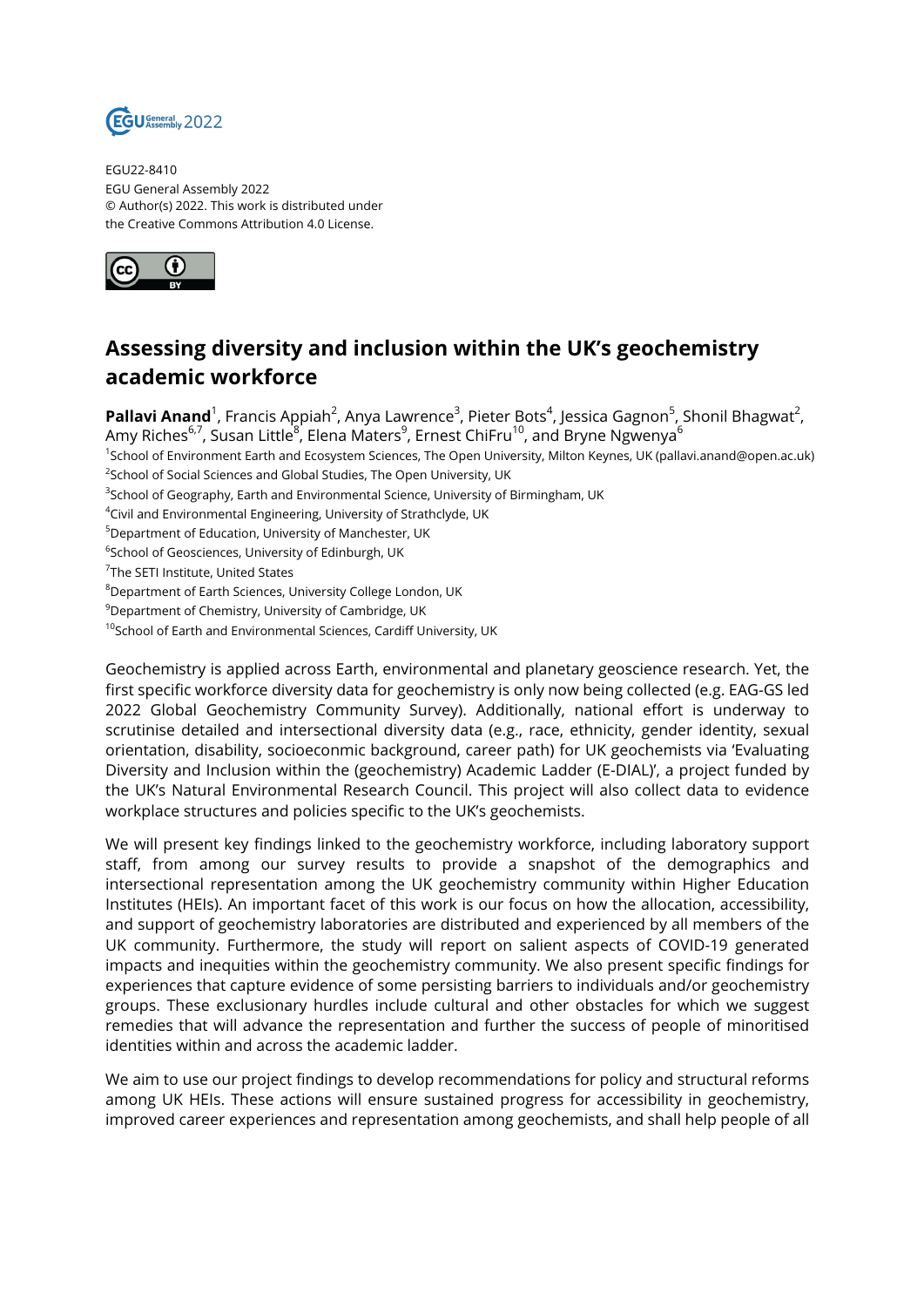EGU22-8410
EGU General Assembly 2022
© Author(s) 2022. This work is distributed under the Creative Commons Attribution 4.0 License.

# Assessing diversity and inclusion within the UK's geochemistry academic workforce

**Pallavi Anand**[1], Francis Appiah[2], Anya Lawrence[3], Pieter Bots[4], Jessica Gagnon[5], Shonil Bhagwat[2], Amy Riches[6,7], Susan Little[8], Elena Maters[9], Ernest ChiFru[10], and Bryne Ngwenya[6]

[1]School of Environment Earth and Ecosystem Sciences, The Open University, Milton Keynes, UK (pallavi.anand@open.ac.uk)
[2]School of Social Sciences and Global Studies, The Open University, UK
[3]School of Geography, Earth and Environmental Science, University of Birmingham, UK
[4]Civil and Environmental Engineering, University of Strathclyde, UK
[5]Department of Education, University of Manchester, UK
[6]School of Geosciences, University of Edinburgh, UK
[7]The SETI Institute, United States
[8]Department of Earth Sciences, University College London, UK
[9]Department of Chemistry, University of Cambridge, UK
[10]School of Earth and Environmental Sciences, Cardiff University, UK

Geochemistry is applied across Earth, environmental and planetary geoscience research. Yet, the first specific workforce diversity data for geochemistry is only now being collected (e.g. EAG-GS led 2022 Global Geochemistry Community Survey). Additionally, national effort is underway to scrutinise detailed and intersectional diversity data (e.g., race, ethnicity, gender identity, sexual orientation, disability, socioeconomic background, career path) for UK geochemists via 'Evaluating Diversity and Inclusion within the (geochemistry) Academic Ladder (E-DIAL)', a project funded by the UK's Natural Environmental Research Council. This project will also collect data to evidence workplace structures and policies specific to the UK's geochemists.

We will present key findings linked to the geochemistry workforce, including laboratory support staff, from among our survey results to provide a snapshot of the demographics and intersectional representation among the UK geochemistry community within Higher Education Institutes (HEIs). An important facet of this work is our focus on how the allocation, accessibility, and support of geochemistry laboratories are distributed and experienced by all members of the UK community. Furthermore, the study will report on salient aspects of COVID-19 generated impacts and inequities within the geochemistry community. We also present specific findings for experiences that capture evidence of some persisting barriers to individuals and/or geochemistry groups. These exclusionary hurdles include cultural and other obstacles for which we suggest remedies that will advance the representation and further the success of people of minoritised identities within and across the academic ladder.

We aim to use our project findings to develop recommendations for policy and structural reforms among UK HEIs. These actions will ensure sustained progress for accessibility in geochemistry, improved career experiences and representation among geochemists, and shall help people of all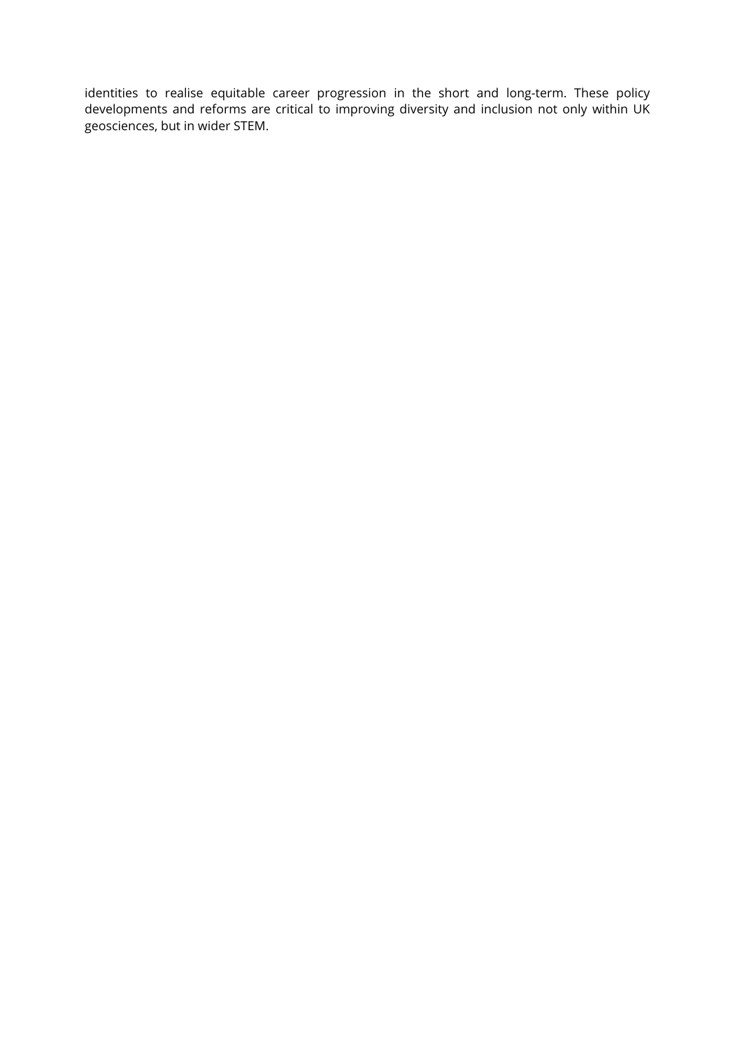identities to realise equitable career progression in the short and long-term. These policy developments and reforms are critical to improving diversity and inclusion not only within UK geosciences, but in wider STEM.